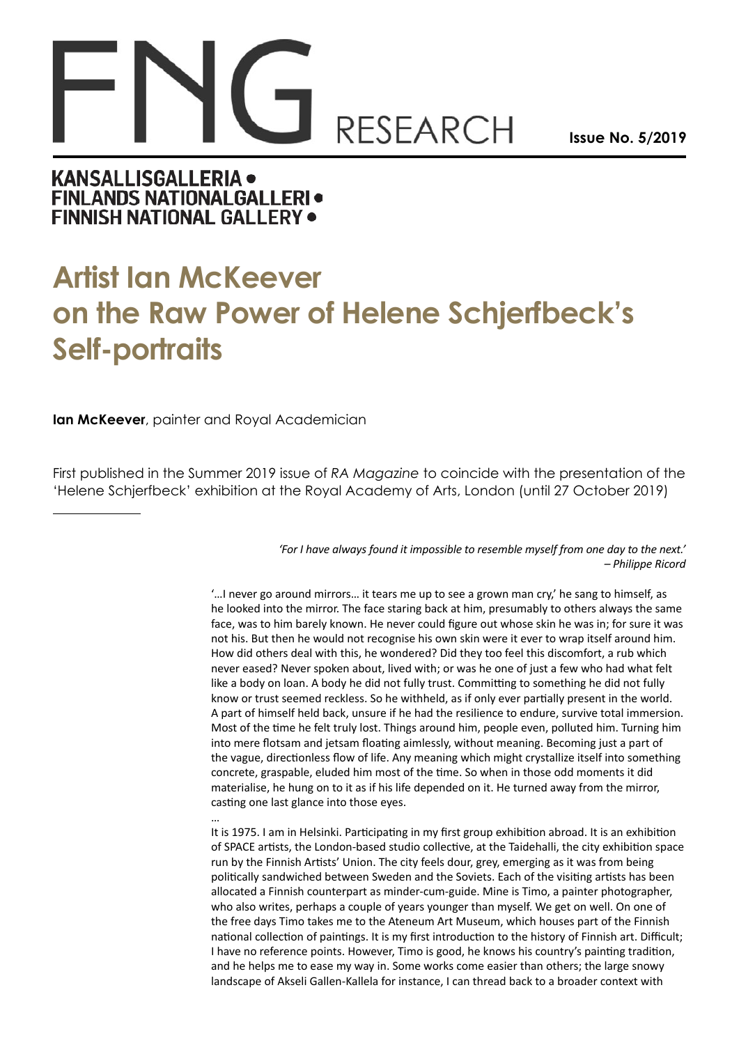FNG RESEARCH

Issue No. 5/2019

KANSALLISGALLERIA •
FINLANDS NATIONALGALLERI •
FINNISH NATIONAL GALLERY •

# Artist Ian McKeever on the Raw Power of Helene Schjerfbeck's Self-portraits

**Ian McKeever**, painter and Royal Academician

First published in the Summer 2019 issue of *RA Magazine* to coincide with the presentation of the 'Helene Schjerfbeck' exhibition at the Royal Academy of Arts, London (until 27 October 2019)

---

*'For I have always found it impossible to resemble myself from one day to the next.'*
*– Philippe Ricord*

'…I never go around mirrors… it tears me up to see a grown man cry,' he sang to himself, as he looked into the mirror. The face staring back at him, presumably to others always the same face, was to him barely known. He never could figure out whose skin he was in; for sure it was not his. But then he would not recognise his own skin were it ever to wrap itself around him. How did others deal with this, he wondered? Did they too feel this discomfort, a rub which never eased? Never spoken about, lived with; or was he one of just a few who had what felt like a body on loan. A body he did not fully trust. Committing to something he did not fully know or trust seemed reckless. So he withheld, as if only ever partially present in the world. A part of himself held back, unsure if he had the resilience to endure, survive total immersion. Most of the time he felt truly lost. Things around him, people even, polluted him. Turning him into mere flotsam and jetsam floating aimlessly, without meaning. Becoming just a part of the vague, directionless flow of life. Any meaning which might crystallize itself into something concrete, graspable, eluded him most of the time. So when in those odd moments it did materialise, he hung on to it as if his life depended on it. He turned away from the mirror, casting one last glance into those eyes.

…

It is 1975. I am in Helsinki. Participating in my first group exhibition abroad. It is an exhibition of SPACE artists, the London-based studio collective, at the Taidehalli, the city exhibition space run by the Finnish Artists' Union. The city feels dour, grey, emerging as it was from being politically sandwiched between Sweden and the Soviets. Each of the visiting artists has been allocated a Finnish counterpart as minder-cum-guide. Mine is Timo, a painter photographer, who also writes, perhaps a couple of years younger than myself. We get on well. On one of the free days Timo takes me to the Ateneum Art Museum, which houses part of the Finnish national collection of paintings. It is my first introduction to the history of Finnish art. Difficult; I have no reference points. However, Timo is good, he knows his country's painting tradition, and he helps me to ease my way in. Some works come easier than others; the large snowy landscape of Akseli Gallen-Kallela for instance, I can thread back to a broader context with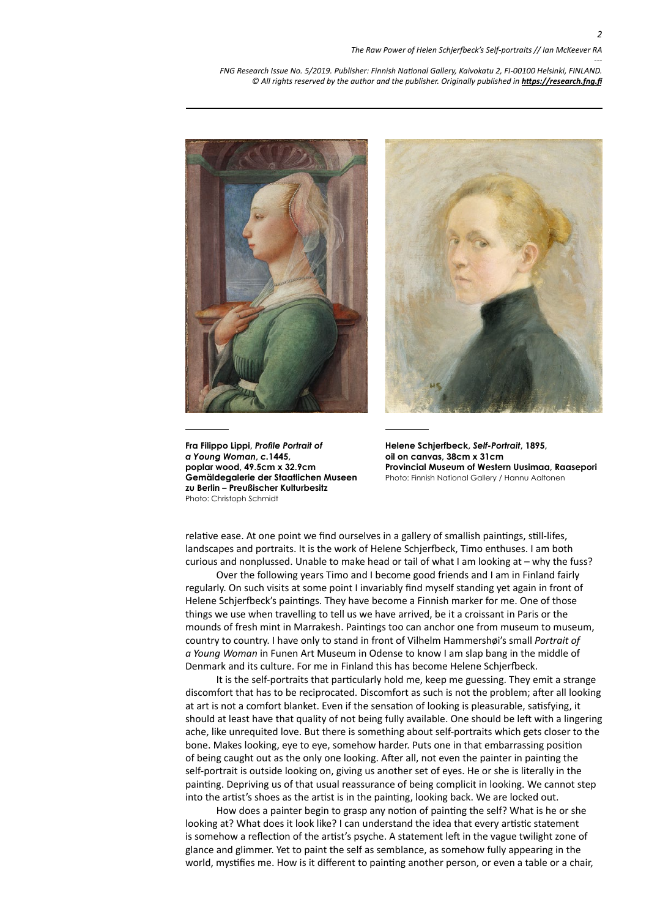**Fra Filippo Lippi, *Profile Portrait of a Young Woman*, c.1445, poplar wood, 49.5cm x 32.9cm Gemäldegalerie der Staatlichen Museen zu Berlin – Preußischer Kulturbesitz**
Photo: Christoph Schmidt

**Helene Schjerfbeck, *Self-Portrait*, 1895, oil on canvas, 38cm x 31cm Provincial Museum of Western Uusimaa, Raasepori**
Photo: Finnish National Gallery / Hannu Aaltonen

relative ease. At one point we find ourselves in a gallery of smallish paintings, still-lifes, landscapes and portraits. It is the work of Helene Schjerfbeck, Timo enthuses. I am both curious and nonplussed. Unable to make head or tail of what I am looking at – why the fuss?

Over the following years Timo and I become good friends and I am in Finland fairly regularly. On such visits at some point I invariably find myself standing yet again in front of Helene Schjerfbeck's paintings. They have become a Finnish marker for me. One of those things we use when travelling to tell us we have arrived, be it a croissant in Paris or the mounds of fresh mint in Marrakesh. Paintings too can anchor one from museum to museum, country to country. I have only to stand in front of Vilhelm Hammershøi's small *Portrait of a Young Woman* in Funen Art Museum in Odense to know I am slap bang in the middle of Denmark and its culture. For me in Finland this has become Helene Schjerfbeck.

It is the self-portraits that particularly hold me, keep me guessing. They emit a strange discomfort that has to be reciprocated. Discomfort as such is not the problem; after all looking at art is not a comfort blanket. Even if the sensation of looking is pleasurable, satisfying, it should at least have that quality of not being fully available. One should be left with a lingering ache, like unrequited love. But there is something about self-portraits which gets closer to the bone. Makes looking, eye to eye, somehow harder. Puts one in that embarrassing position of being caught out as the only one looking. After all, not even the painter in painting the self-portrait is outside looking on, giving us another set of eyes. He or she is literally in the painting. Depriving us of that usual reassurance of being complicit in looking. We cannot step into the artist's shoes as the artist is in the painting, looking back. We are locked out.

How does a painter begin to grasp any notion of painting the self? What is he or she looking at? What does it look like? I can understand the idea that every artistic statement is somehow a reflection of the artist's psyche. A statement left in the vague twilight zone of glance and glimmer. Yet to paint the self as semblance, as somehow fully appearing in the world, mystifies me. How is it different to painting another person, or even a table or a chair,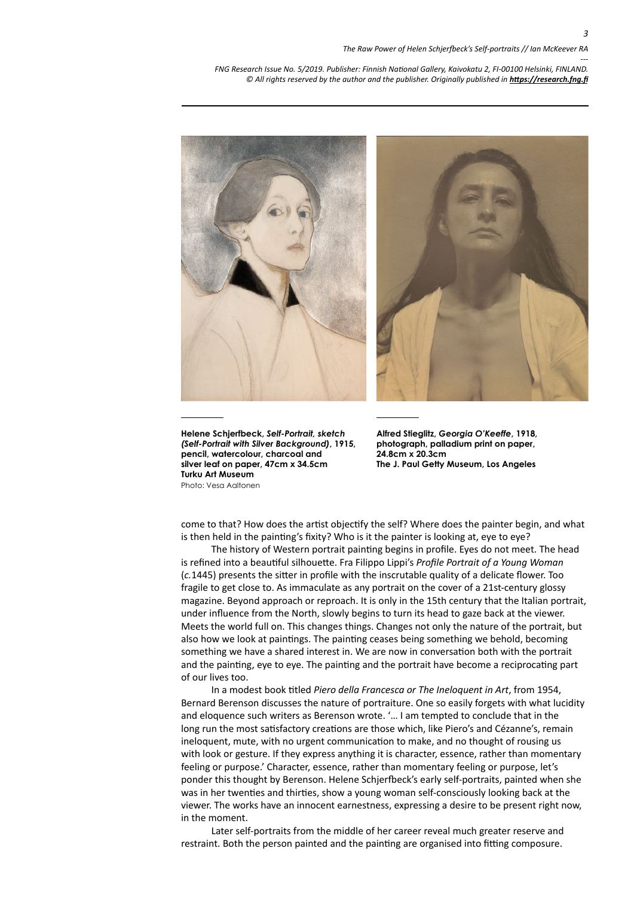**Helene Schjerfbeck, *Self-Portrait, sketch (Self-Portrait with Silver Background)*, 1915, pencil, watercolour, charcoal and silver leaf on paper, 47cm x 34.5cm**
**Turku Art Museum**
Photo: Vesa Aaltonen

**Alfred Stieglitz, *Georgia O'Keeffe*, 1918, photograph, palladium print on paper, 24.8cm x 20.3cm**
**The J. Paul Getty Museum, Los Angeles**

come to that? How does the artist objectify the self? Where does the painter begin, and what is then held in the painting's fixity? Who is it the painter is looking at, eye to eye?

The history of Western portrait painting begins in profile. Eyes do not meet. The head is refined into a beautiful silhouette. Fra Filippo Lippi's *Profile Portrait of a Young Woman* (*c.*1445) presents the sitter in profile with the inscrutable quality of a delicate flower. Too fragile to get close to. As immaculate as any portrait on the cover of a 21st-century glossy magazine. Beyond approach or reproach. It is only in the 15th century that the Italian portrait, under influence from the North, slowly begins to turn its head to gaze back at the viewer. Meets the world full on. This changes things. Changes not only the nature of the portrait, but also how we look at paintings. The painting ceases being something we behold, becoming something we have a shared interest in. We are now in conversation both with the portrait and the painting, eye to eye. The painting and the portrait have become a reciprocating part of our lives too.

In a modest book titled *Piero della Francesca or The Ineloquent in Art*, from 1954, Bernard Berenson discusses the nature of portraiture. One so easily forgets with what lucidity and eloquence such writers as Berenson wrote. '… I am tempted to conclude that in the long run the most satisfactory creations are those which, like Piero's and Cézanne's, remain ineloquent, mute, with no urgent communication to make, and no thought of rousing us with look or gesture. If they express anything it is character, essence, rather than momentary feeling or purpose.' Character, essence, rather than momentary feeling or purpose, let's ponder this thought by Berenson. Helene Schjerfbeck's early self-portraits, painted when she was in her twenties and thirties, show a young woman self-consciously looking back at the viewer. The works have an innocent earnestness, expressing a desire to be present right now, in the moment.

Later self-portraits from the middle of her career reveal much greater reserve and restraint. Both the person painted and the painting are organised into fitting composure.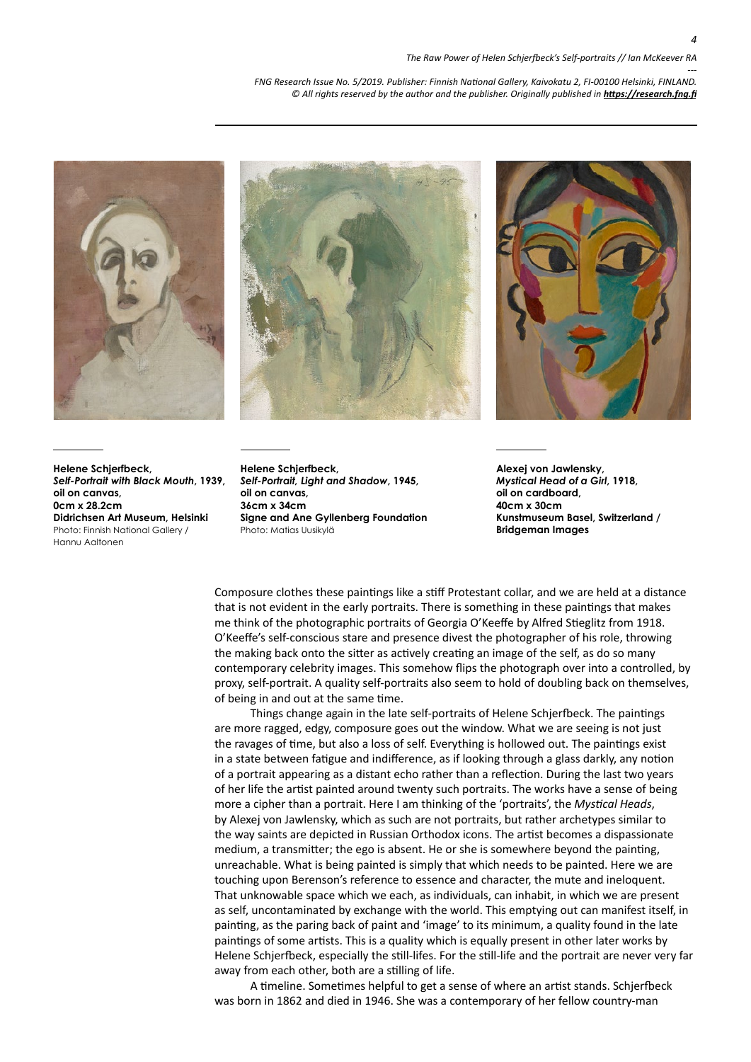**Helene Schjerfbeck,**
***Self-Portrait with Black Mouth*, 1939,**
**oil on canvas,**
**0cm x 28.2cm**
**Didrichsen Art Museum, Helsinki**
Photo: Finnish National Gallery / Hannu Aaltonen

**Helene Schjerfbeck,**
***Self-Portrait, Light and Shadow*, 1945,**
**oil on canvas,**
**36cm x 34cm**
**Signe and Ane Gyllenberg Foundation**
Photo: Matias Uusikylä

**Alexej von Jawlensky,**
***Mystical Head of a Girl*, 1918,**
**oil on cardboard,**
**40cm x 30cm**
**Kunstmuseum Basel, Switzerland / Bridgeman Images**

Composure clothes these paintings like a stiff Protestant collar, and we are held at a distance that is not evident in the early portraits. There is something in these paintings that makes me think of the photographic portraits of Georgia O'Keeffe by Alfred Stieglitz from 1918. O'Keeffe's self-conscious stare and presence divest the photographer of his role, throwing the making back onto the sitter as actively creating an image of the self, as do so many contemporary celebrity images. This somehow flips the photograph over into a controlled, by proxy, self-portrait. A quality self-portraits also seem to hold of doubling back on themselves, of being in and out at the same time.

Things change again in the late self-portraits of Helene Schjerfbeck. The paintings are more ragged, edgy, composure goes out the window. What we are seeing is not just the ravages of time, but also a loss of self. Everything is hollowed out. The paintings exist in a state between fatigue and indifference, as if looking through a glass darkly, any notion of a portrait appearing as a distant echo rather than a reflection. During the last two years of her life the artist painted around twenty such portraits. The works have a sense of being more a cipher than a portrait. Here I am thinking of the 'portraits', the *Mystical Heads*, by Alexej von Jawlensky, which as such are not portraits, but rather archetypes similar to the way saints are depicted in Russian Orthodox icons. The artist becomes a dispassionate medium, a transmitter; the ego is absent. He or she is somewhere beyond the painting, unreachable. What is being painted is simply that which needs to be painted. Here we are touching upon Berenson's reference to essence and character, the mute and ineloquent. That unknowable space which we each, as individuals, can inhabit, in which we are present as self, uncontaminated by exchange with the world. This emptying out can manifest itself, in painting, as the paring back of paint and 'image' to its minimum, a quality found in the late paintings of some artists. This is a quality which is equally present in other later works by Helene Schjerfbeck, especially the still-lifes. For the still-life and the portrait are never very far away from each other, both are a stilling of life.

A timeline. Sometimes helpful to get a sense of where an artist stands. Schjerfbeck was born in 1862 and died in 1946. She was a contemporary of her fellow country-man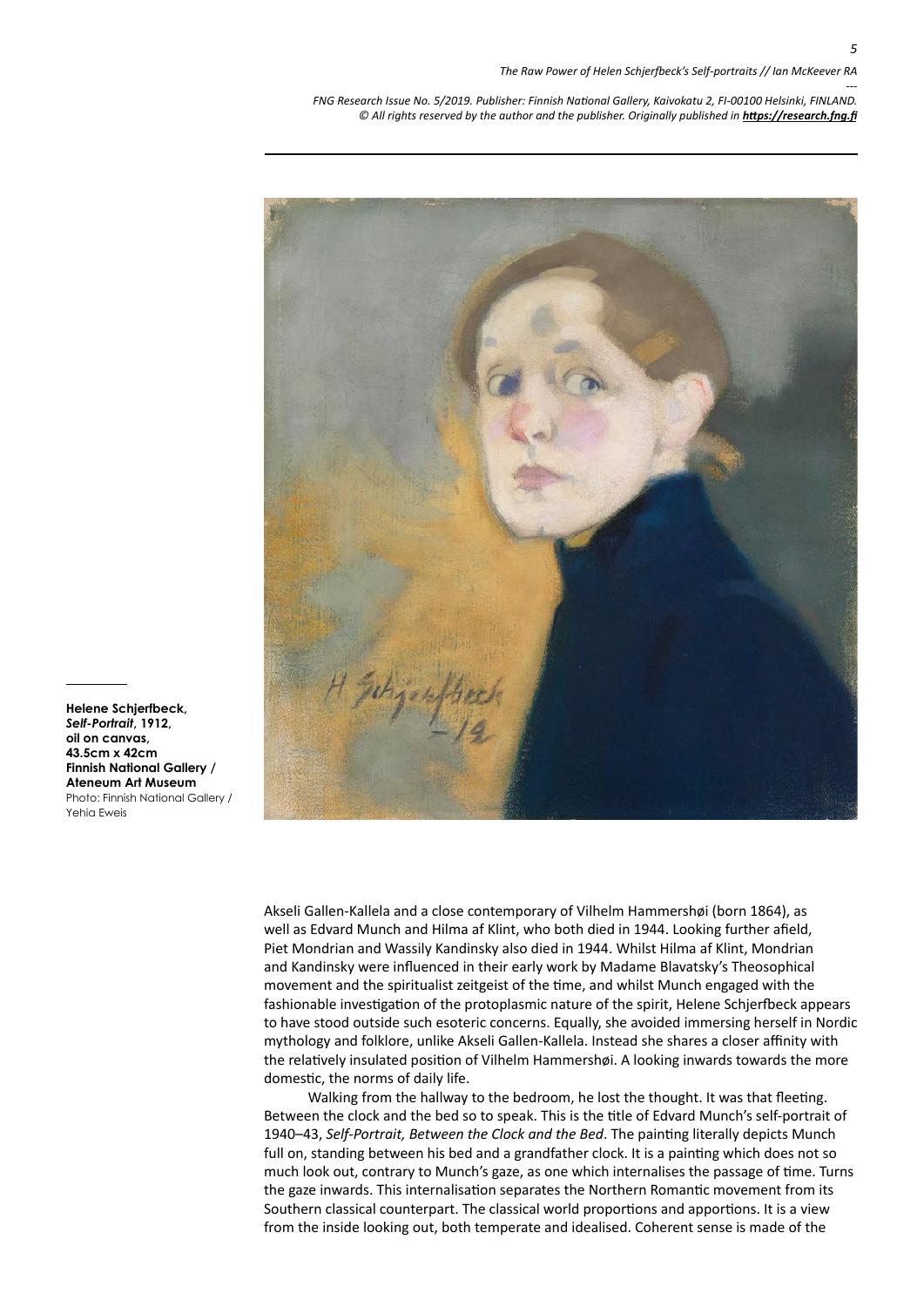**Helene Schjerfbeck, *Self-Portrait*, 1912, oil on canvas, 43.5cm x 42cm Finnish National Gallery / Ateneum Art Museum**
Photo: Finnish National Gallery / Yehia Eweis

Akseli Gallen-Kallela and a close contemporary of Vilhelm Hammershøi (born 1864), as well as Edvard Munch and Hilma af Klint, who both died in 1944. Looking further afield, Piet Mondrian and Wassily Kandinsky also died in 1944. Whilst Hilma af Klint, Mondrian and Kandinsky were influenced in their early work by Madame Blavatsky's Theosophical movement and the spiritualist zeitgeist of the time, and whilst Munch engaged with the fashionable investigation of the protoplasmic nature of the spirit, Helene Schjerfbeck appears to have stood outside such esoteric concerns. Equally, she avoided immersing herself in Nordic mythology and folklore, unlike Akseli Gallen-Kallela. Instead she shares a closer affinity with the relatively insulated position of Vilhelm Hammershøi. A looking inwards towards the more domestic, the norms of daily life.

Walking from the hallway to the bedroom, he lost the thought. It was that fleeting. Between the clock and the bed so to speak. This is the title of Edvard Munch's self-portrait of 1940–43, *Self-Portrait, Between the Clock and the Bed*. The painting literally depicts Munch full on, standing between his bed and a grandfather clock. It is a painting which does not so much look out, contrary to Munch's gaze, as one which internalises the passage of time. Turns the gaze inwards. This internalisation separates the Northern Romantic movement from its Southern classical counterpart. The classical world proportions and apportions. It is a view from the inside looking out, both temperate and idealised. Coherent sense is made of the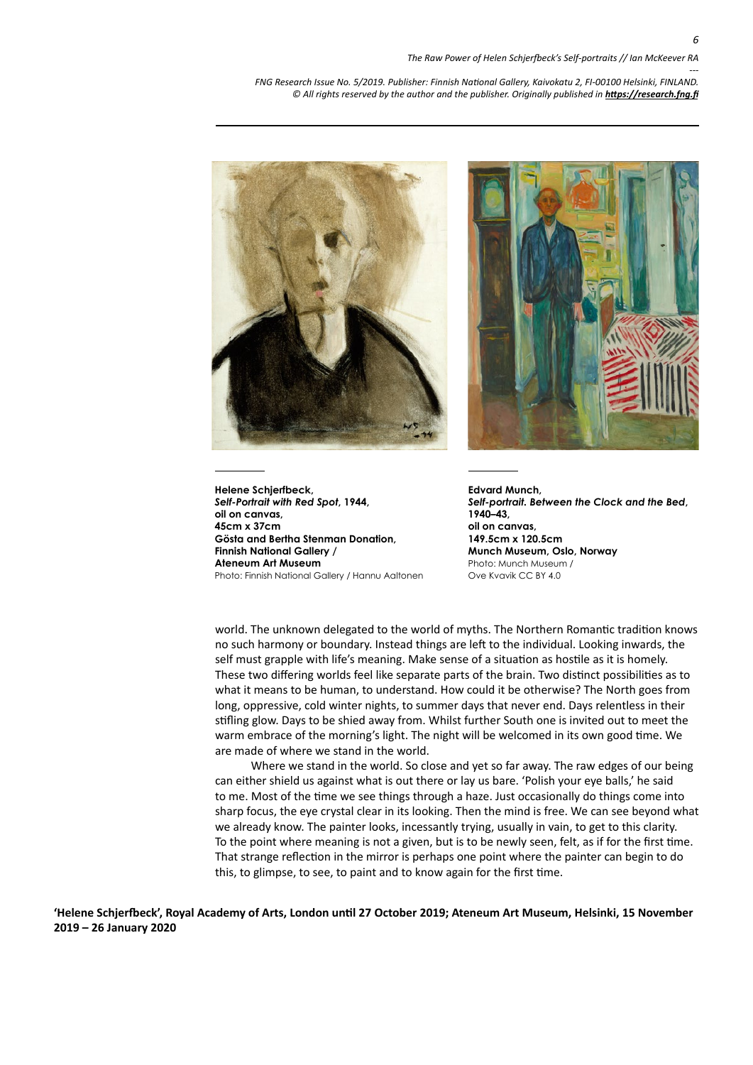**Helene Schjerfbeck,**
***Self-Portrait with Red Spot*, 1944,**
**oil on canvas,**
**45cm x 37cm**
**Gösta and Bertha Stenman Donation,**
**Finnish National Gallery /**
**Ateneum Art Museum**
Photo: Finnish National Gallery / Hannu Aaltonen

**Edvard Munch,**
***Self-portrait. Between the Clock and the Bed*,**
**1940–43,**
**oil on canvas,**
**149.5cm x 120.5cm**
**Munch Museum, Oslo, Norway**
Photo: Munch Museum /
Ove Kvavik CC BY 4.0

world. The unknown delegated to the world of myths. The Northern Romantic tradition knows no such harmony or boundary. Instead things are left to the individual. Looking inwards, the self must grapple with life's meaning. Make sense of a situation as hostile as it is homely. These two differing worlds feel like separate parts of the brain. Two distinct possibilities as to what it means to be human, to understand. How could it be otherwise? The North goes from long, oppressive, cold winter nights, to summer days that never end. Days relentless in their stifling glow. Days to be shied away from. Whilst further South one is invited out to meet the warm embrace of the morning's light. The night will be welcomed in its own good time. We are made of where we stand in the world.

Where we stand in the world. So close and yet so far away. The raw edges of our being can either shield us against what is out there or lay us bare. 'Polish your eye balls,' he said to me. Most of the time we see things through a haze. Just occasionally do things come into sharp focus, the eye crystal clear in its looking. Then the mind is free. We can see beyond what we already know. The painter looks, incessantly trying, usually in vain, to get to this clarity. To the point where meaning is not a given, but is to be newly seen, felt, as if for the first time. That strange reflection in the mirror is perhaps one point where the painter can begin to do this, to glimpse, to see, to paint and to know again for the first time.

**'Helene Schjerfbeck', Royal Academy of Arts, London until 27 October 2019; Ateneum Art Museum, Helsinki, 15 November 2019 – 26 January 2020**